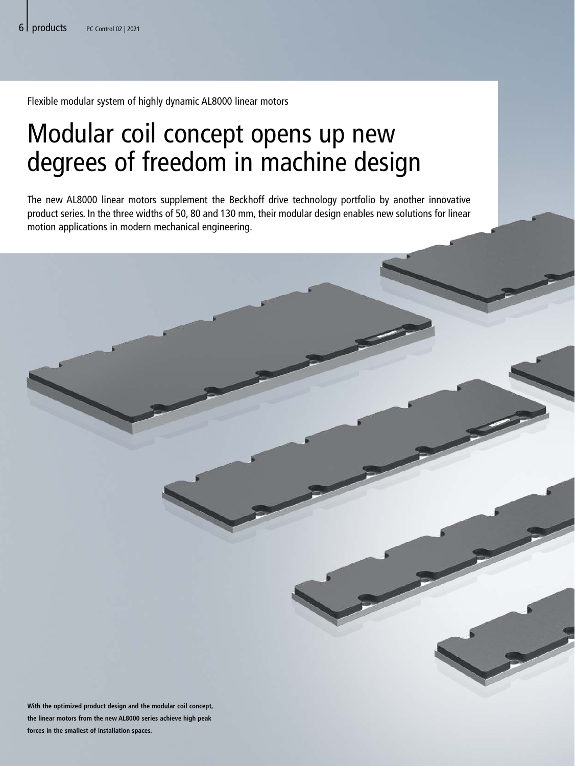Flexible modular system of highly dynamic AL8000 linear motors

# Modular coil concept opens up new degrees of freedom in machine design

The new AL8000 linear motors supplement the Beckhoff drive technology portfolio by another innovative product series. In the three widths of 50, 80 and 130 mm, their modular design enables new solutions for linear motion applications in modern mechanical engineering.

**With the optimized product design and the modular coil concept, the linear motors from the new AL8000 series achieve high peak forces in the smallest of installation spaces.**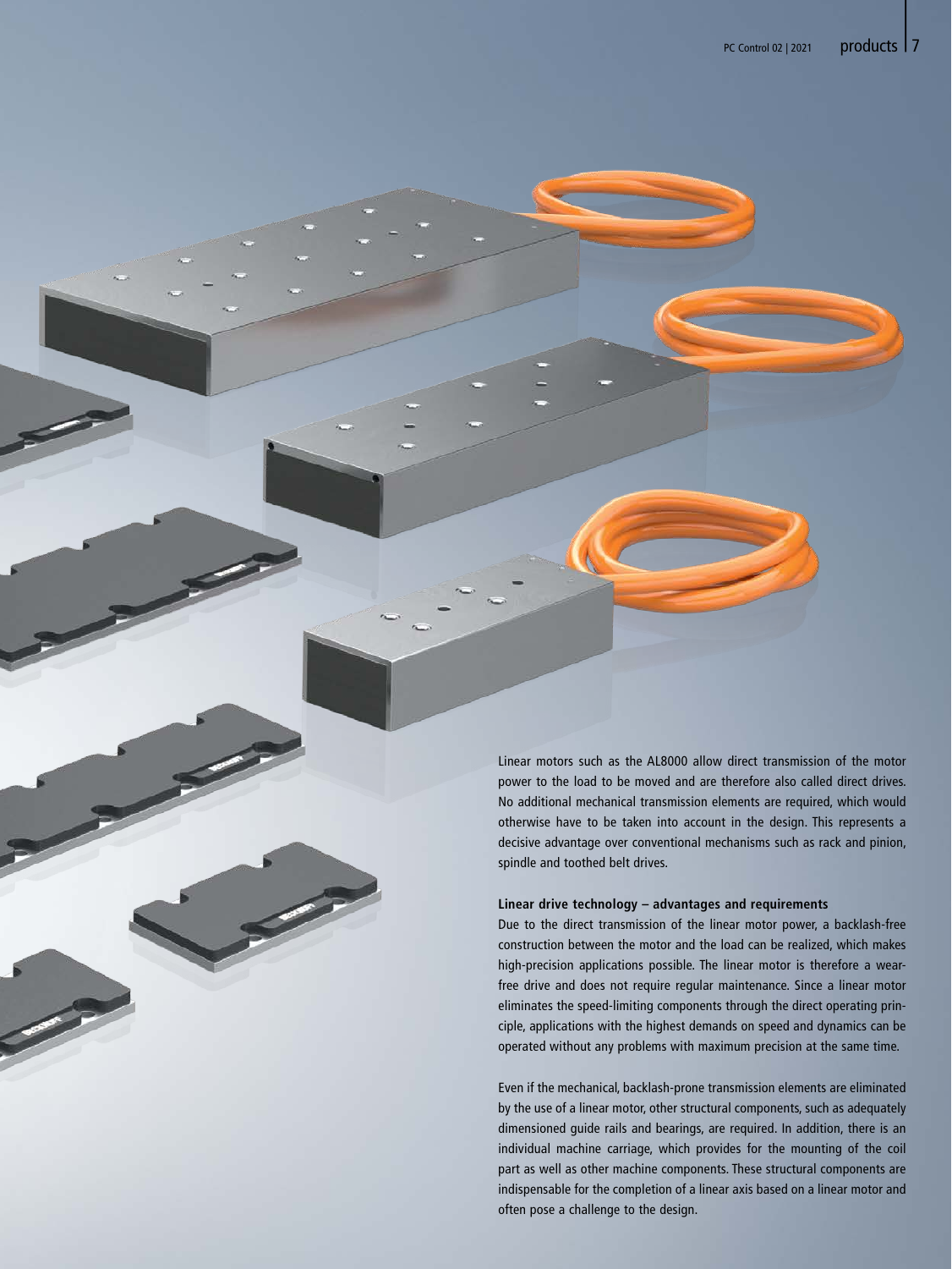Linear motors such as the AL8000 allow direct transmission of the motor power to the load to be moved and are therefore also called direct drives. No additional mechanical transmission elements are required, which would otherwise have to be taken into account in the design. This represents a decisive advantage over conventional mechanisms such as rack and pinion, spindle and toothed belt drives.

**Linear drive technology – advantages and requirements**

Due to the direct transmission of the linear motor power, a backlash-free construction between the motor and the load can be realized, which makes high-precision applications possible. The linear motor is therefore a wear-free drive and does not require regular maintenance. Since a linear motor eliminates the speed-limiting components through the direct operating principle, applications with the highest demands on speed and dynamics can be operated without any problems with maximum precision at the same time.

Even if the mechanical, backlash-prone transmission elements are eliminated by the use of a linear motor, other structural components, such as adequately dimensioned guide rails and bearings, are required. In addition, there is an individual machine carriage, which provides for the mounting of the coil part as well as other machine components. These structural components are indispensable for the completion of a linear axis based on a linear motor and often pose a challenge to the design.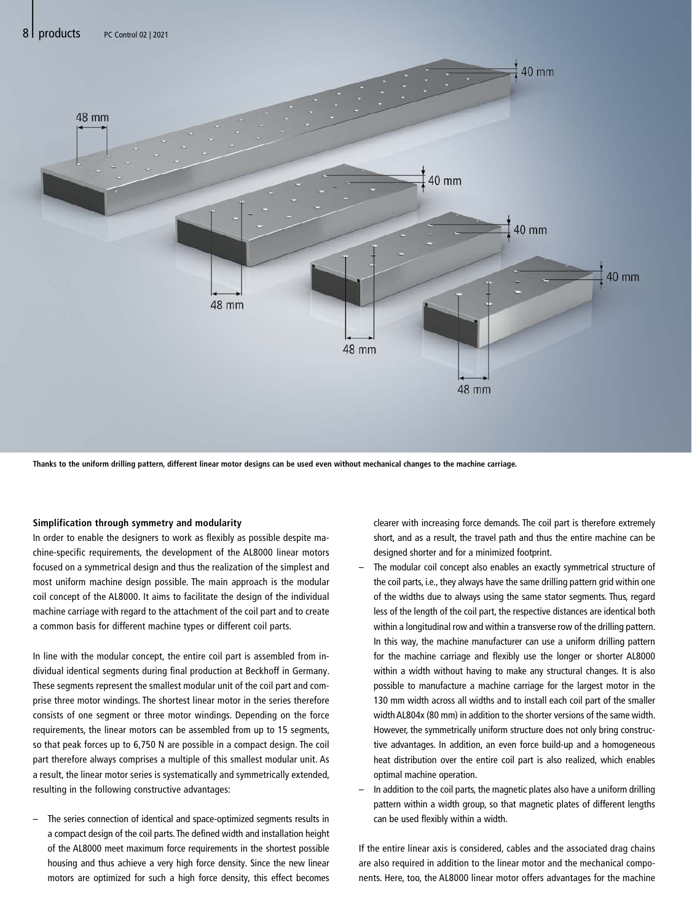Thanks to the uniform drilling pattern, different linear motor designs can be used even without mechanical changes to the machine carriage.

### Simplification through symmetry and modularity

In order to enable the designers to work as flexibly as possible despite machine-specific requirements, the development of the AL8000 linear motors focused on a symmetrical design and thus the realization of the simplest and most uniform machine design possible. The main approach is the modular coil concept of the AL8000. It aims to facilitate the design of the individual machine carriage with regard to the attachment of the coil part and to create a common basis for different machine types or different coil parts.

In line with the modular concept, the entire coil part is assembled from individual identical segments during final production at Beckhoff in Germany. These segments represent the smallest modular unit of the coil part and comprise three motor windings. The shortest linear motor in the series therefore consists of one segment or three motor windings. Depending on the force requirements, the linear motors can be assembled from up to 15 segments, so that peak forces up to 6,750 N are possible in a compact design. The coil part therefore always comprises a multiple of this smallest modular unit. As a result, the linear motor series is systematically and symmetrically extended, resulting in the following constructive advantages:

- The series connection of identical and space-optimized segments results in a compact design of the coil parts. The defined width and installation height of the AL8000 meet maximum force requirements in the shortest possible housing and thus achieve a very high force density. Since the new linear motors are optimized for such a high force density, this effect becomes clearer with increasing force demands. The coil part is therefore extremely short, and as a result, the travel path and thus the entire machine can be designed shorter and for a minimized footprint.
- The modular coil concept also enables an exactly symmetrical structure of the coil parts, i.e., they always have the same drilling pattern grid within one of the widths due to always using the same stator segments. Thus, regardless of the length of the coil part, the respective distances are identical both within a longitudinal row and within a transverse row of the drilling pattern. In this way, the machine manufacturer can use a uniform drilling pattern for the machine carriage and flexibly use the longer or shorter AL8000 within a width without having to make any structural changes. It is also possible to manufacture a machine carriage for the largest motor in the 130 mm width across all widths and to install each coil part of the smaller width AL804x (80 mm) in addition to the shorter versions of the same width. However, the symmetrically uniform structure does not only bring constructive advantages. In addition, an even force build-up and a homogeneous heat distribution over the entire coil part is also realized, which enables optimal machine operation.
- In addition to the coil parts, the magnetic plates also have a uniform drilling pattern within a width group, so that magnetic plates of different lengths can be used flexibly within a width.

If the entire linear axis is considered, cables and the associated drag chains are also required in addition to the linear motor and the mechanical components. Here, too, the AL8000 linear motor offers advantages for the machine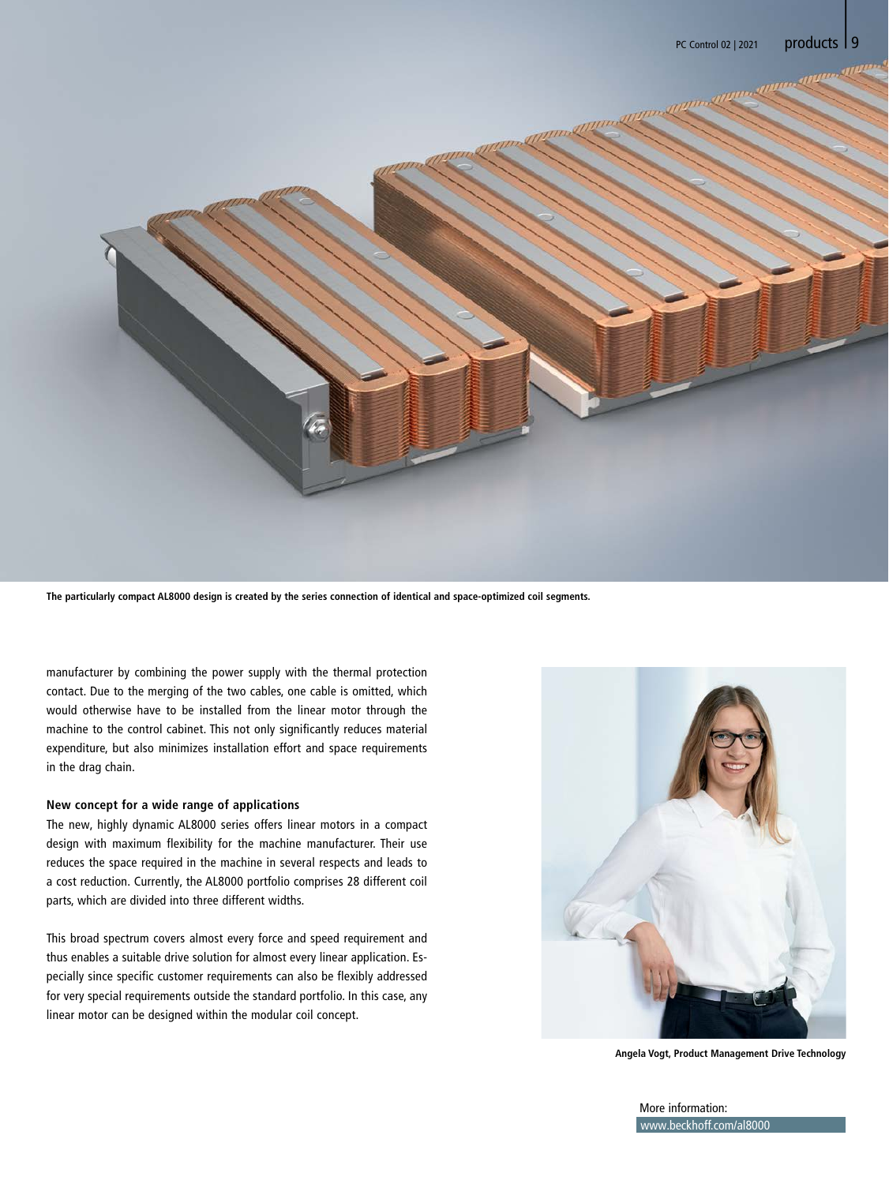The particularly compact AL8000 design is created by the series connection of identical and space-optimized coil segments.

manufacturer by combining the power supply with the thermal protection contact. Due to the merging of the two cables, one cable is omitted, which would otherwise have to be installed from the linear motor through the machine to the control cabinet. This not only significantly reduces material expenditure, but also minimizes installation effort and space requirements in the drag chain.

#### New concept for a wide range of applications

The new, highly dynamic AL8000 series offers linear motors in a compact design with maximum flexibility for the machine manufacturer. Their use reduces the space required in the machine in several respects and leads to a cost reduction. Currently, the AL8000 portfolio comprises 28 different coil parts, which are divided into three different widths.

This broad spectrum covers almost every force and speed requirement and thus enables a suitable drive solution for almost every linear application. Especially since specific customer requirements can also be flexibly addressed for very special requirements outside the standard portfolio. In this case, any linear motor can be designed within the modular coil concept.

**Angela Vogt, Product Management Drive Technology**

More information:
www.beckhoff.com/al8000